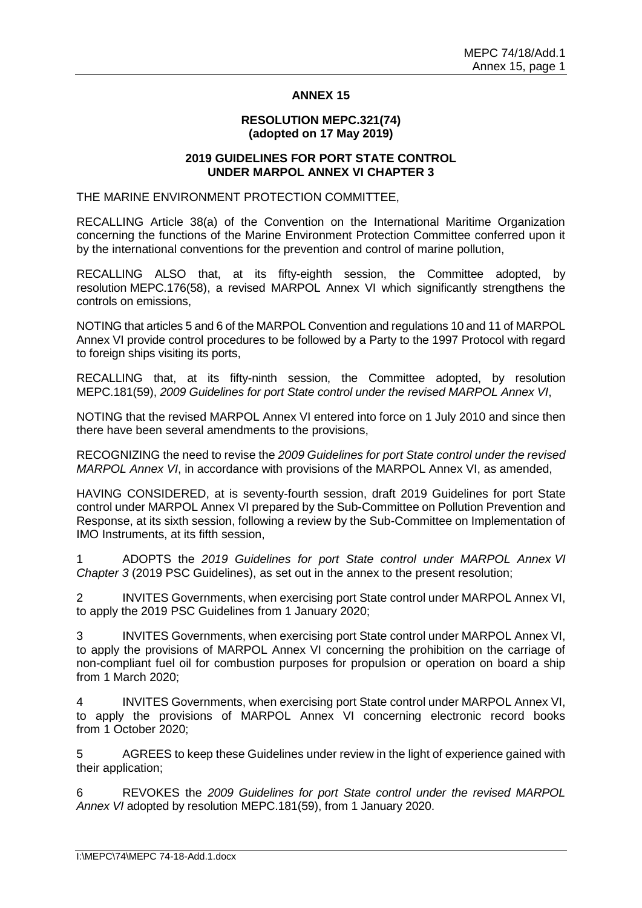## ANNEX 15

### RESOLUTION MEPC.321(74)
**(adopted on 17 May 2019)**

### 2019 GUIDELINES FOR PORT STATE CONTROL UNDER MARPOL ANNEX VI CHAPTER 3

THE MARINE ENVIRONMENT PROTECTION COMMITTEE,

RECALLING Article 38(a) of the Convention on the International Maritime Organization concerning the functions of the Marine Environment Protection Committee conferred upon it by the international conventions for the prevention and control of marine pollution,

RECALLING ALSO that, at its fifty-eighth session, the Committee adopted, by resolution MEPC.176(58), a revised MARPOL Annex VI which significantly strengthens the controls on emissions,

NOTING that articles 5 and 6 of the MARPOL Convention and regulations 10 and 11 of MARPOL Annex VI provide control procedures to be followed by a Party to the 1997 Protocol with regard to foreign ships visiting its ports,

RECALLING that, at its fifty-ninth session, the Committee adopted, by resolution MEPC.181(59), *2009 Guidelines for port State control under the revised MARPOL Annex VI*,

NOTING that the revised MARPOL Annex VI entered into force on 1 July 2010 and since then there have been several amendments to the provisions,

RECOGNIZING the need to revise the *2009 Guidelines for port State control under the revised MARPOL Annex VI*, in accordance with provisions of the MARPOL Annex VI, as amended,

HAVING CONSIDERED, at is seventy-fourth session, draft 2019 Guidelines for port State control under MARPOL Annex VI prepared by the Sub-Committee on Pollution Prevention and Response, at its sixth session, following a review by the Sub-Committee on Implementation of IMO Instruments, at its fifth session,

1 ADOPTS the *2019 Guidelines for port State control under MARPOL Annex VI Chapter 3* (2019 PSC Guidelines), as set out in the annex to the present resolution;

2 INVITES Governments, when exercising port State control under MARPOL Annex VI, to apply the 2019 PSC Guidelines from 1 January 2020;

3 INVITES Governments, when exercising port State control under MARPOL Annex VI, to apply the provisions of MARPOL Annex VI concerning the prohibition on the carriage of non-compliant fuel oil for combustion purposes for propulsion or operation on board a ship from 1 March 2020;

4 INVITES Governments, when exercising port State control under MARPOL Annex VI, to apply the provisions of MARPOL Annex VI concerning electronic record books from 1 October 2020;

5 AGREES to keep these Guidelines under review in the light of experience gained with their application;

6 REVOKES the *2009 Guidelines for port State control under the revised MARPOL Annex VI* adopted by resolution MEPC.181(59), from 1 January 2020.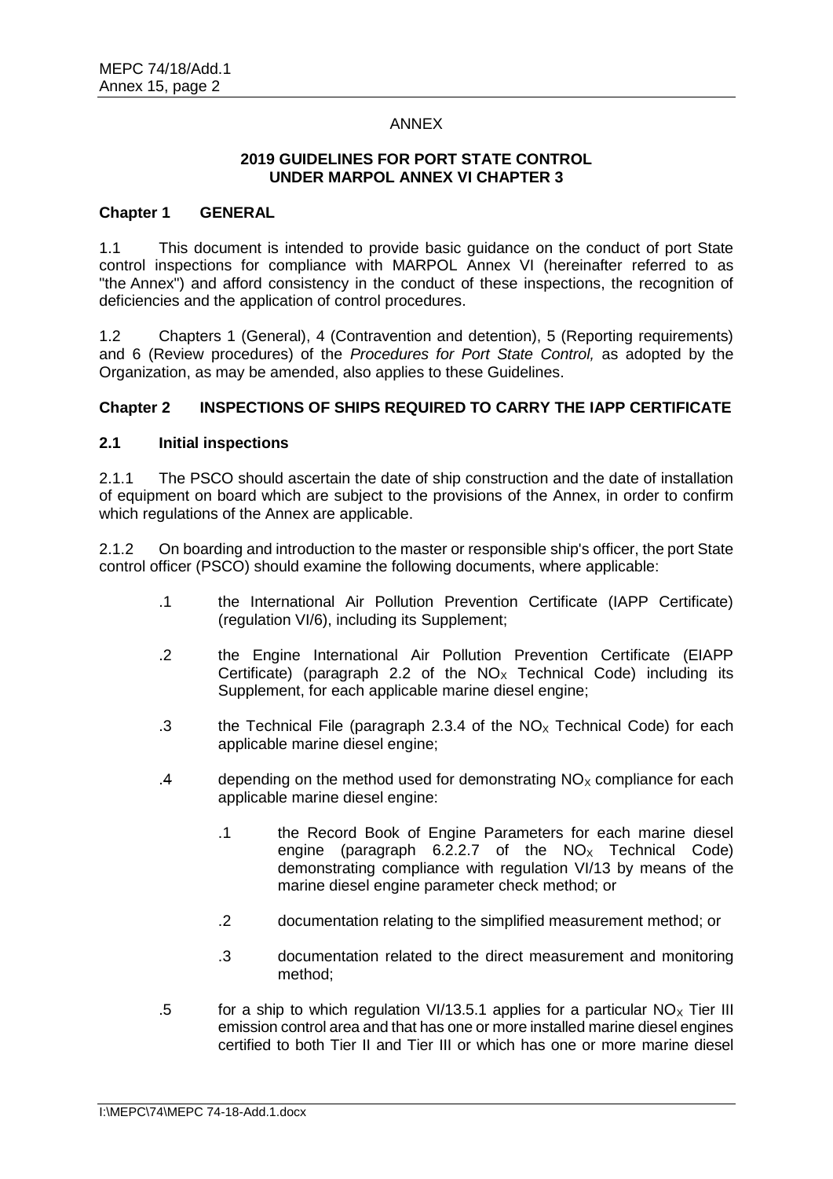ANNEX

**2019 GUIDELINES FOR PORT STATE CONTROL UNDER MARPOL ANNEX VI CHAPTER 3**

## Chapter 1 GENERAL

1.1 This document is intended to provide basic guidance on the conduct of port State control inspections for compliance with MARPOL Annex VI (hereinafter referred to as "the Annex") and afford consistency in the conduct of these inspections, the recognition of deficiencies and the application of control procedures.

1.2 Chapters 1 (General), 4 (Contravention and detention), 5 (Reporting requirements) and 6 (Review procedures) of the *Procedures for Port State Control,* as adopted by the Organization, as may be amended, also applies to these Guidelines.

## Chapter 2 INSPECTIONS OF SHIPS REQUIRED TO CARRY THE IAPP CERTIFICATE

### 2.1 Initial inspections

2.1.1 The PSCO should ascertain the date of ship construction and the date of installation of equipment on board which are subject to the provisions of the Annex, in order to confirm which regulations of the Annex are applicable.

2.1.2 On boarding and introduction to the master or responsible ship's officer, the port State control officer (PSCO) should examine the following documents, where applicable:

.1 the International Air Pollution Prevention Certificate (IAPP Certificate) (regulation VI/6), including its Supplement;

.2 the Engine International Air Pollution Prevention Certificate (EIAPP Certificate) (paragraph 2.2 of the $NO_X$ Technical Code) including its Supplement, for each applicable marine diesel engine;

.3 the Technical File (paragraph 2.3.4 of the $NO_X$ Technical Code) for each applicable marine diesel engine;

.4 depending on the method used for demonstrating $NO_X$ compliance for each applicable marine diesel engine:

  .1 the Record Book of Engine Parameters for each marine diesel engine (paragraph 6.2.2.7 of the $NO_X$ Technical Code) demonstrating compliance with regulation VI/13 by means of the marine diesel engine parameter check method; or

  .2 documentation relating to the simplified measurement method; or

  .3 documentation related to the direct measurement and monitoring method;

.5 for a ship to which regulation VI/13.5.1 applies for a particular $NO_X$ Tier III emission control area and that has one or more installed marine diesel engines certified to both Tier II and Tier III or which has one or more marine diesel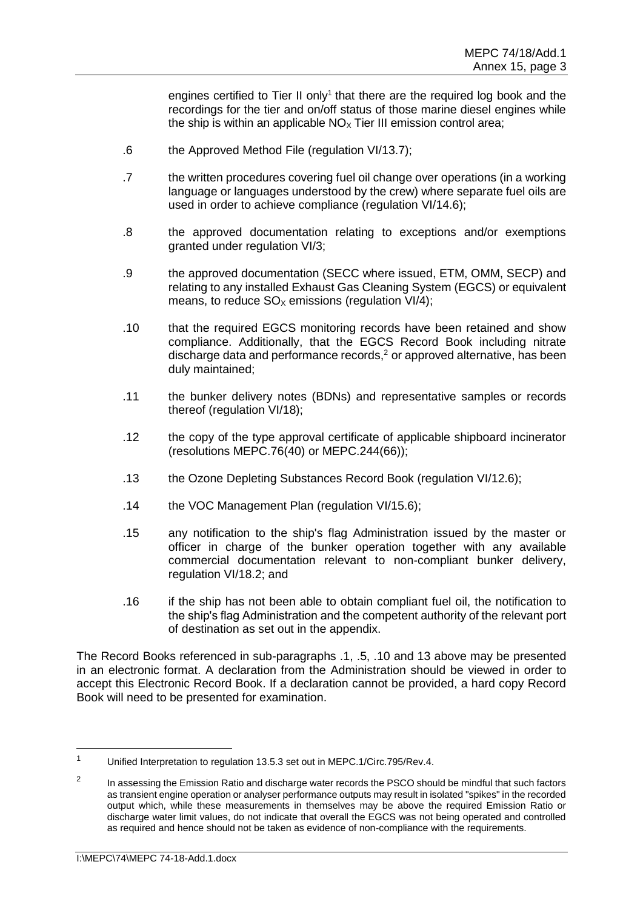engines certified to Tier II only[1] that there are the required log book and the recordings for the tier and on/off status of those marine diesel engines while the ship is within an applicable $NO_X$ Tier III emission control area;

.6 the Approved Method File (regulation VI/13.7);

.7 the written procedures covering fuel oil change over operations (in a working language or languages understood by the crew) where separate fuel oils are used in order to achieve compliance (regulation VI/14.6);

.8 the approved documentation relating to exceptions and/or exemptions granted under regulation VI/3;

.9 the approved documentation (SECC where issued, ETM, OMM, SECP) and relating to any installed Exhaust Gas Cleaning System (EGCS) or equivalent means, to reduce $SO_X$ emissions (regulation VI/4);

.10 that the required EGCS monitoring records have been retained and show compliance. Additionally, that the EGCS Record Book including nitrate discharge data and performance records,[2] or approved alternative, has been duly maintained;

.11 the bunker delivery notes (BDNs) and representative samples or records thereof (regulation VI/18);

.12 the copy of the type approval certificate of applicable shipboard incinerator (resolutions MEPC.76(40) or MEPC.244(66));

.13 the Ozone Depleting Substances Record Book (regulation VI/12.6);

.14 the VOC Management Plan (regulation VI/15.6);

.15 any notification to the ship's flag Administration issued by the master or officer in charge of the bunker operation together with any available commercial documentation relevant to non-compliant bunker delivery, regulation VI/18.2; and

.16 if the ship has not been able to obtain compliant fuel oil, the notification to the ship's flag Administration and the competent authority of the relevant port of destination as set out in the appendix.

The Record Books referenced in sub-paragraphs .1, .5, .10 and 13 above may be presented in an electronic format. A declaration from the Administration should be viewed in order to accept this Electronic Record Book. If a declaration cannot be provided, a hard copy Record Book will need to be presented for examination.

---

[1] Unified Interpretation to regulation 13.5.3 set out in MEPC.1/Circ.795/Rev.4.

[2] In assessing the Emission Ratio and discharge water records the PSCO should be mindful that such factors as transient engine operation or analyser performance outputs may result in isolated "spikes" in the recorded output which, while these measurements in themselves may be above the required Emission Ratio or discharge water limit values, do not indicate that overall the EGCS was not being operated and controlled as required and hence should not be taken as evidence of non-compliance with the requirements.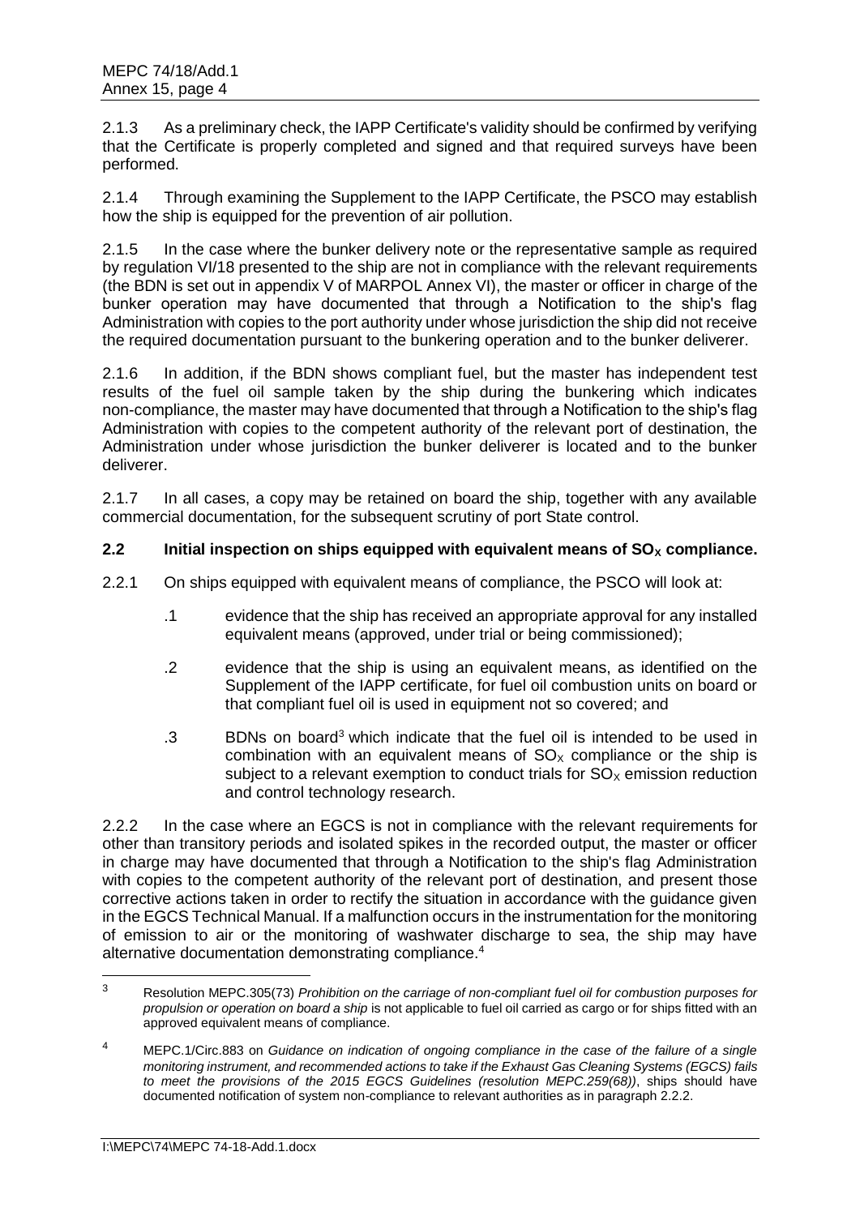2.1.3 As a preliminary check, the IAPP Certificate's validity should be confirmed by verifying that the Certificate is properly completed and signed and that required surveys have been performed.

2.1.4 Through examining the Supplement to the IAPP Certificate, the PSCO may establish how the ship is equipped for the prevention of air pollution.

2.1.5 In the case where the bunker delivery note or the representative sample as required by regulation VI/18 presented to the ship are not in compliance with the relevant requirements (the BDN is set out in appendix V of MARPOL Annex VI), the master or officer in charge of the bunker operation may have documented that through a Notification to the ship's flag Administration with copies to the port authority under whose jurisdiction the ship did not receive the required documentation pursuant to the bunkering operation and to the bunker deliverer.

2.1.6 In addition, if the BDN shows compliant fuel, but the master has independent test results of the fuel oil sample taken by the ship during the bunkering which indicates non-compliance, the master may have documented that through a Notification to the ship's flag Administration with copies to the competent authority of the relevant port of destination, the Administration under whose jurisdiction the bunker deliverer is located and to the bunker deliverer.

2.1.7 In all cases, a copy may be retained on board the ship, together with any available commercial documentation, for the subsequent scrutiny of port State control.

### 2.2 Initial inspection on ships equipped with equivalent means of $SO_X$ compliance.

2.2.1 On ships equipped with equivalent means of compliance, the PSCO will look at:

.1 evidence that the ship has received an appropriate approval for any installed equivalent means (approved, under trial or being commissioned);

.2 evidence that the ship is using an equivalent means, as identified on the Supplement of the IAPP certificate, for fuel oil combustion units on board or that compliant fuel oil is used in equipment not so covered; and

.3 BDNs on board[3] which indicate that the fuel oil is intended to be used in combination with an equivalent means of $SO_X$ compliance or the ship is subject to a relevant exemption to conduct trials for $SO_X$ emission reduction and control technology research.

2.2.2 In the case where an EGCS is not in compliance with the relevant requirements for other than transitory periods and isolated spikes in the recorded output, the master or officer in charge may have documented that through a Notification to the ship's flag Administration with copies to the competent authority of the relevant port of destination, and present those corrective actions taken in order to rectify the situation in accordance with the guidance given in the EGCS Technical Manual. If a malfunction occurs in the instrumentation for the monitoring of emission to air or the monitoring of washwater discharge to sea, the ship may have alternative documentation demonstrating compliance.[4]

---

[3] Resolution MEPC.305(73) *Prohibition on the carriage of non-compliant fuel oil for combustion purposes for propulsion or operation on board a ship* is not applicable to fuel oil carried as cargo or for ships fitted with an approved equivalent means of compliance.

[4] MEPC.1/Circ.883 on *Guidance on indication of ongoing compliance in the case of the failure of a single monitoring instrument, and recommended actions to take if the Exhaust Gas Cleaning Systems (EGCS) fails to meet the provisions of the 2015 EGCS Guidelines (resolution MEPC.259(68))*, ships should have documented notification of system non-compliance to relevant authorities as in paragraph 2.2.2.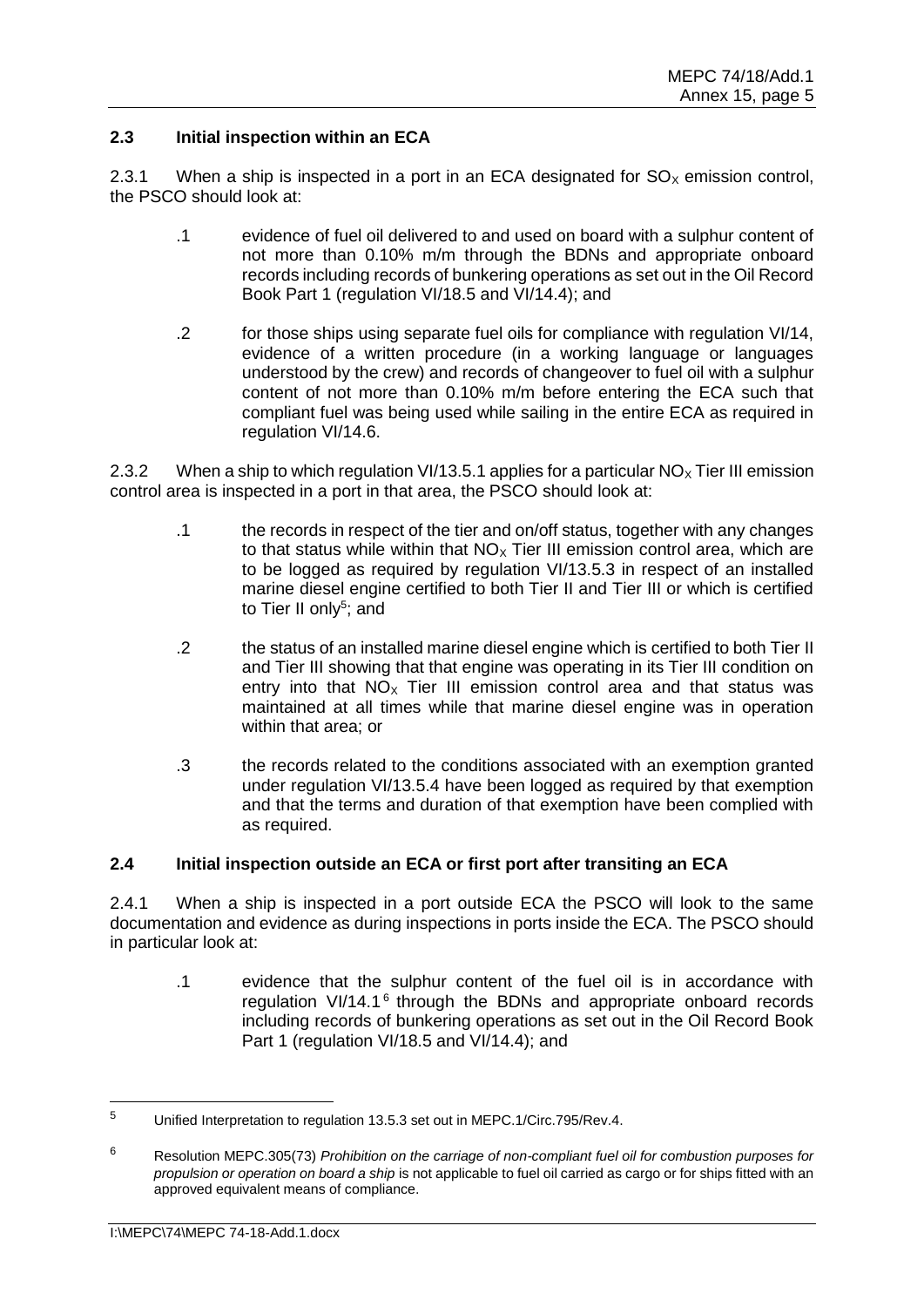### 2.3 Initial inspection within an ECA

2.3.1 When a ship is inspected in a port in an ECA designated for $SO_X$ emission control, the PSCO should look at:

.1 evidence of fuel oil delivered to and used on board with a sulphur content of not more than 0.10% m/m through the BDNs and appropriate onboard records including records of bunkering operations as set out in the Oil Record Book Part 1 (regulation VI/18.5 and VI/14.4); and

.2 for those ships using separate fuel oils for compliance with regulation VI/14, evidence of a written procedure (in a working language or languages understood by the crew) and records of changeover to fuel oil with a sulphur content of not more than 0.10% m/m before entering the ECA such that compliant fuel was being used while sailing in the entire ECA as required in regulation VI/14.6.

2.3.2 When a ship to which regulation VI/13.5.1 applies for a particular $NO_X$ Tier III emission control area is inspected in a port in that area, the PSCO should look at:

.1 the records in respect of the tier and on/off status, together with any changes to that status while within that $NO_X$ Tier III emission control area, which are to be logged as required by regulation VI/13.5.3 in respect of an installed marine diesel engine certified to both Tier II and Tier III or which is certified to Tier II only[5]; and

.2 the status of an installed marine diesel engine which is certified to both Tier II and Tier III showing that that engine was operating in its Tier III condition on entry into that $NO_X$ Tier III emission control area and that status was maintained at all times while that marine diesel engine was in operation within that area; or

.3 the records related to the conditions associated with an exemption granted under regulation VI/13.5.4 have been logged as required by that exemption and that the terms and duration of that exemption have been complied with as required.

### 2.4 Initial inspection outside an ECA or first port after transiting an ECA

2.4.1 When a ship is inspected in a port outside ECA the PSCO will look to the same documentation and evidence as during inspections in ports inside the ECA. The PSCO should in particular look at:

.1 evidence that the sulphur content of the fuel oil is in accordance with regulation VI/14.1[6] through the BDNs and appropriate onboard records including records of bunkering operations as set out in the Oil Record Book Part 1 (regulation VI/18.5 and VI/14.4); and

---

[5] Unified Interpretation to regulation 13.5.3 set out in MEPC.1/Circ.795/Rev.4.

[6] Resolution MEPC.305(73) *Prohibition on the carriage of non-compliant fuel oil for combustion purposes for propulsion or operation on board a ship* is not applicable to fuel oil carried as cargo or for ships fitted with an approved equivalent means of compliance.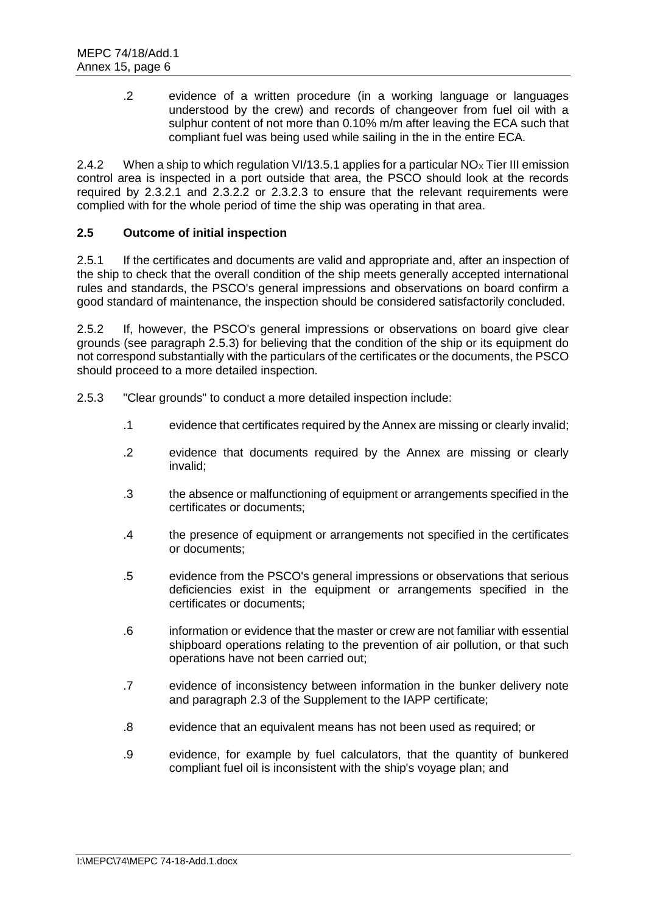.2 evidence of a written procedure (in a working language or languages understood by the crew) and records of changeover from fuel oil with a sulphur content of not more than 0.10% m/m after leaving the ECA such that compliant fuel was being used while sailing in the in the entire ECA.

2.4.2 When a ship to which regulation VI/13.5.1 applies for a particular $NO_X$ Tier III emission control area is inspected in a port outside that area, the PSCO should look at the records required by 2.3.2.1 and 2.3.2.2 or 2.3.2.3 to ensure that the relevant requirements were complied with for the whole period of time the ship was operating in that area.

### 2.5 Outcome of initial inspection

2.5.1 If the certificates and documents are valid and appropriate and, after an inspection of the ship to check that the overall condition of the ship meets generally accepted international rules and standards, the PSCO's general impressions and observations on board confirm a good standard of maintenance, the inspection should be considered satisfactorily concluded.

2.5.2 If, however, the PSCO's general impressions or observations on board give clear grounds (see paragraph 2.5.3) for believing that the condition of the ship or its equipment do not correspond substantially with the particulars of the certificates or the documents, the PSCO should proceed to a more detailed inspection.

2.5.3 "Clear grounds" to conduct a more detailed inspection include:

.1 evidence that certificates required by the Annex are missing or clearly invalid;

.2 evidence that documents required by the Annex are missing or clearly invalid;

.3 the absence or malfunctioning of equipment or arrangements specified in the certificates or documents;

.4 the presence of equipment or arrangements not specified in the certificates or documents;

.5 evidence from the PSCO's general impressions or observations that serious deficiencies exist in the equipment or arrangements specified in the certificates or documents;

.6 information or evidence that the master or crew are not familiar with essential shipboard operations relating to the prevention of air pollution, or that such operations have not been carried out;

.7 evidence of inconsistency between information in the bunker delivery note and paragraph 2.3 of the Supplement to the IAPP certificate;

.8 evidence that an equivalent means has not been used as required; or

.9 evidence, for example by fuel calculators, that the quantity of bunkered compliant fuel oil is inconsistent with the ship's voyage plan; and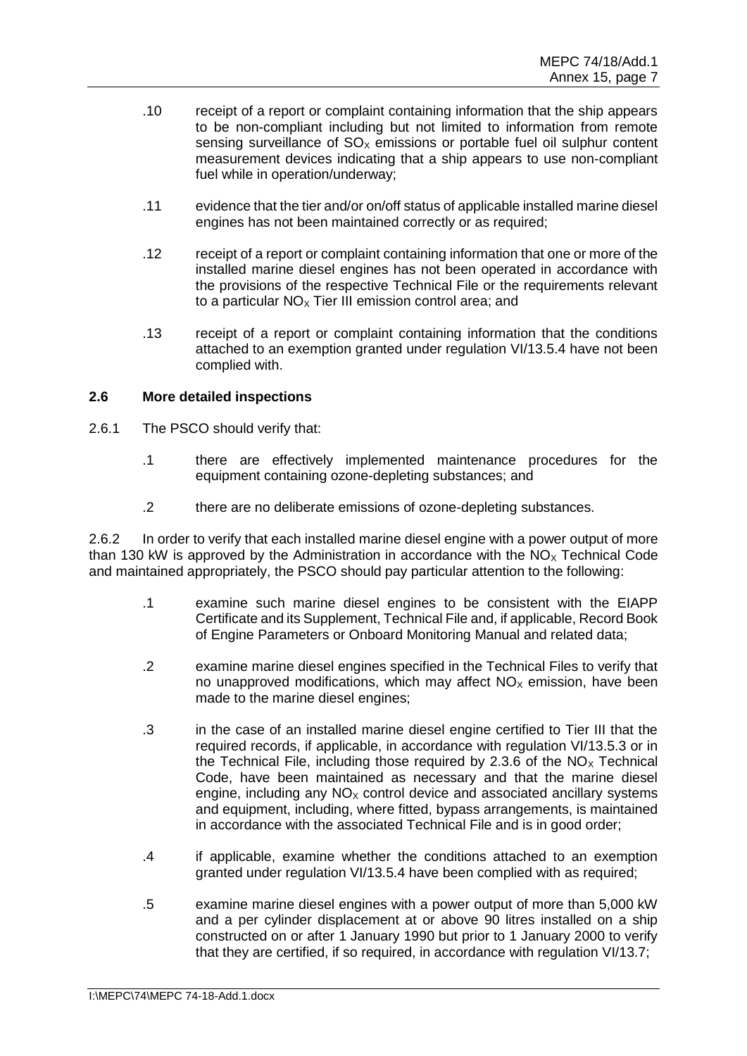.10 receipt of a report or complaint containing information that the ship appears to be non-compliant including but not limited to information from remote sensing surveillance of $SO_X$ emissions or portable fuel oil sulphur content measurement devices indicating that a ship appears to use non-compliant fuel while in operation/underway;

.11 evidence that the tier and/or on/off status of applicable installed marine diesel engines has not been maintained correctly or as required;

.12 receipt of a report or complaint containing information that one or more of the installed marine diesel engines has not been operated in accordance with the provisions of the respective Technical File or the requirements relevant to a particular $NO_X$ Tier III emission control area; and

.13 receipt of a report or complaint containing information that the conditions attached to an exemption granted under regulation VI/13.5.4 have not been complied with.

### 2.6 More detailed inspections

2.6.1 The PSCO should verify that:

.1 there are effectively implemented maintenance procedures for the equipment containing ozone-depleting substances; and

.2 there are no deliberate emissions of ozone-depleting substances.

2.6.2 In order to verify that each installed marine diesel engine with a power output of more than 130 kW is approved by the Administration in accordance with the $NO_X$ Technical Code and maintained appropriately, the PSCO should pay particular attention to the following:

.1 examine such marine diesel engines to be consistent with the EIAPP Certificate and its Supplement, Technical File and, if applicable, Record Book of Engine Parameters or Onboard Monitoring Manual and related data;

.2 examine marine diesel engines specified in the Technical Files to verify that no unapproved modifications, which may affect $NO_X$ emission, have been made to the marine diesel engines;

.3 in the case of an installed marine diesel engine certified to Tier III that the required records, if applicable, in accordance with regulation VI/13.5.3 or in the Technical File, including those required by 2.3.6 of the $NO_X$ Technical Code, have been maintained as necessary and that the marine diesel engine, including any $NO_X$ control device and associated ancillary systems and equipment, including, where fitted, bypass arrangements, is maintained in accordance with the associated Technical File and is in good order;

.4 if applicable, examine whether the conditions attached to an exemption granted under regulation VI/13.5.4 have been complied with as required;

.5 examine marine diesel engines with a power output of more than 5,000 kW and a per cylinder displacement at or above 90 litres installed on a ship constructed on or after 1 January 1990 but prior to 1 January 2000 to verify that they are certified, if so required, in accordance with regulation VI/13.7;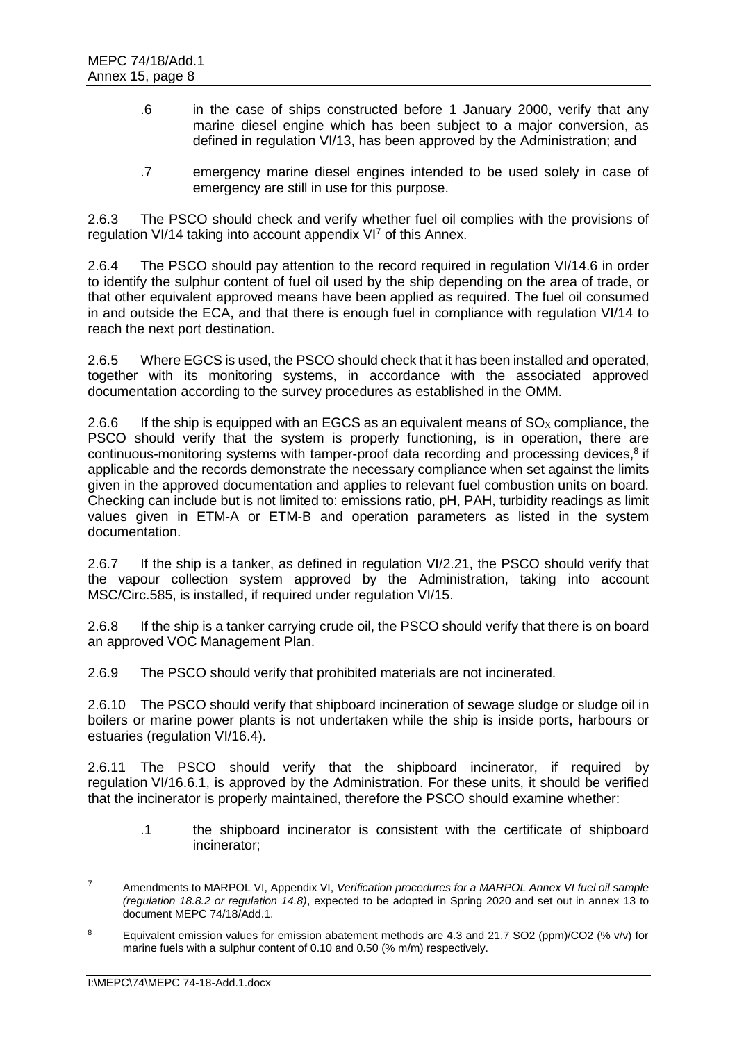.6 in the case of ships constructed before 1 January 2000, verify that any marine diesel engine which has been subject to a major conversion, as defined in regulation VI/13, has been approved by the Administration; and

.7 emergency marine diesel engines intended to be used solely in case of emergency are still in use for this purpose.

2.6.3 The PSCO should check and verify whether fuel oil complies with the provisions of regulation VI/14 taking into account appendix VI[7] of this Annex.

2.6.4 The PSCO should pay attention to the record required in regulation VI/14.6 in order to identify the sulphur content of fuel oil used by the ship depending on the area of trade, or that other equivalent approved means have been applied as required. The fuel oil consumed in and outside the ECA, and that there is enough fuel in compliance with regulation VI/14 to reach the next port destination.

2.6.5 Where EGCS is used, the PSCO should check that it has been installed and operated, together with its monitoring systems, in accordance with the associated approved documentation according to the survey procedures as established in the OMM.

2.6.6 If the ship is equipped with an EGCS as an equivalent means of $SO_X$ compliance, the PSCO should verify that the system is properly functioning, is in operation, there are continuous-monitoring systems with tamper-proof data recording and processing devices,[8] if applicable and the records demonstrate the necessary compliance when set against the limits given in the approved documentation and applies to relevant fuel combustion units on board. Checking can include but is not limited to: emissions ratio, pH, PAH, turbidity readings as limit values given in ETM-A or ETM-B and operation parameters as listed in the system documentation.

2.6.7 If the ship is a tanker, as defined in regulation VI/2.21, the PSCO should verify that the vapour collection system approved by the Administration, taking into account MSC/Circ.585, is installed, if required under regulation VI/15.

2.6.8 If the ship is a tanker carrying crude oil, the PSCO should verify that there is on board an approved VOC Management Plan.

2.6.9 The PSCO should verify that prohibited materials are not incinerated.

2.6.10 The PSCO should verify that shipboard incineration of sewage sludge or sludge oil in boilers or marine power plants is not undertaken while the ship is inside ports, harbours or estuaries (regulation VI/16.4).

2.6.11 The PSCO should verify that the shipboard incinerator, if required by regulation VI/16.6.1, is approved by the Administration. For these units, it should be verified that the incinerator is properly maintained, therefore the PSCO should examine whether:

.1 the shipboard incinerator is consistent with the certificate of shipboard incinerator;

---

[7] Amendments to MARPOL VI, Appendix VI, *Verification procedures for a MARPOL Annex VI fuel oil sample (regulation 18.8.2 or regulation 14.8)*, expected to be adopted in Spring 2020 and set out in annex 13 to document MEPC 74/18/Add.1.

[8] Equivalent emission values for emission abatement methods are 4.3 and 21.7 $SO_2$ (ppm)/$CO_2$ (% v/v) for marine fuels with a sulphur content of 0.10 and 0.50 (% m/m) respectively.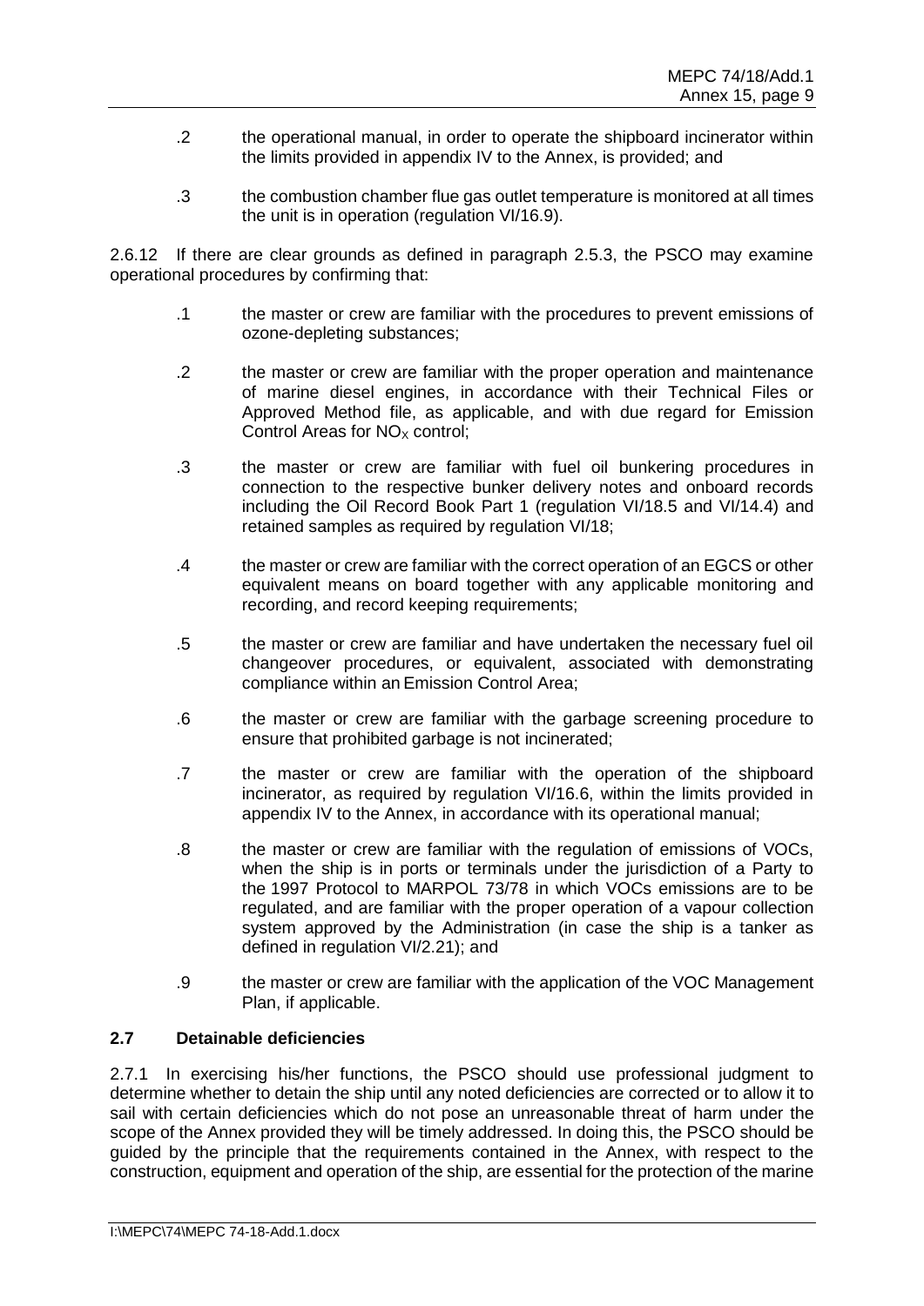.2 the operational manual, in order to operate the shipboard incinerator within the limits provided in appendix IV to the Annex, is provided; and

.3 the combustion chamber flue gas outlet temperature is monitored at all times the unit is in operation (regulation VI/16.9).

2.6.12 If there are clear grounds as defined in paragraph 2.5.3, the PSCO may examine operational procedures by confirming that:

.1 the master or crew are familiar with the procedures to prevent emissions of ozone-depleting substances;

.2 the master or crew are familiar with the proper operation and maintenance of marine diesel engines, in accordance with their Technical Files or Approved Method file, as applicable, and with due regard for Emission Control Areas for $NO_X$ control;

.3 the master or crew are familiar with fuel oil bunkering procedures in connection to the respective bunker delivery notes and onboard records including the Oil Record Book Part 1 (regulation VI/18.5 and VI/14.4) and retained samples as required by regulation VI/18;

.4 the master or crew are familiar with the correct operation of an EGCS or other equivalent means on board together with any applicable monitoring and recording, and record keeping requirements;

.5 the master or crew are familiar and have undertaken the necessary fuel oil changeover procedures, or equivalent, associated with demonstrating compliance within an Emission Control Area;

.6 the master or crew are familiar with the garbage screening procedure to ensure that prohibited garbage is not incinerated;

.7 the master or crew are familiar with the operation of the shipboard incinerator, as required by regulation VI/16.6, within the limits provided in appendix IV to the Annex, in accordance with its operational manual;

.8 the master or crew are familiar with the regulation of emissions of VOCs, when the ship is in ports or terminals under the jurisdiction of a Party to the 1997 Protocol to MARPOL 73/78 in which VOCs emissions are to be regulated, and are familiar with the proper operation of a vapour collection system approved by the Administration (in case the ship is a tanker as defined in regulation VI/2.21); and

.9 the master or crew are familiar with the application of the VOC Management Plan, if applicable.

## 2.7 Detainable deficiencies

2.7.1 In exercising his/her functions, the PSCO should use professional judgment to determine whether to detain the ship until any noted deficiencies are corrected or to allow it to sail with certain deficiencies which do not pose an unreasonable threat of harm under the scope of the Annex provided they will be timely addressed. In doing this, the PSCO should be guided by the principle that the requirements contained in the Annex, with respect to the construction, equipment and operation of the ship, are essential for the protection of the marine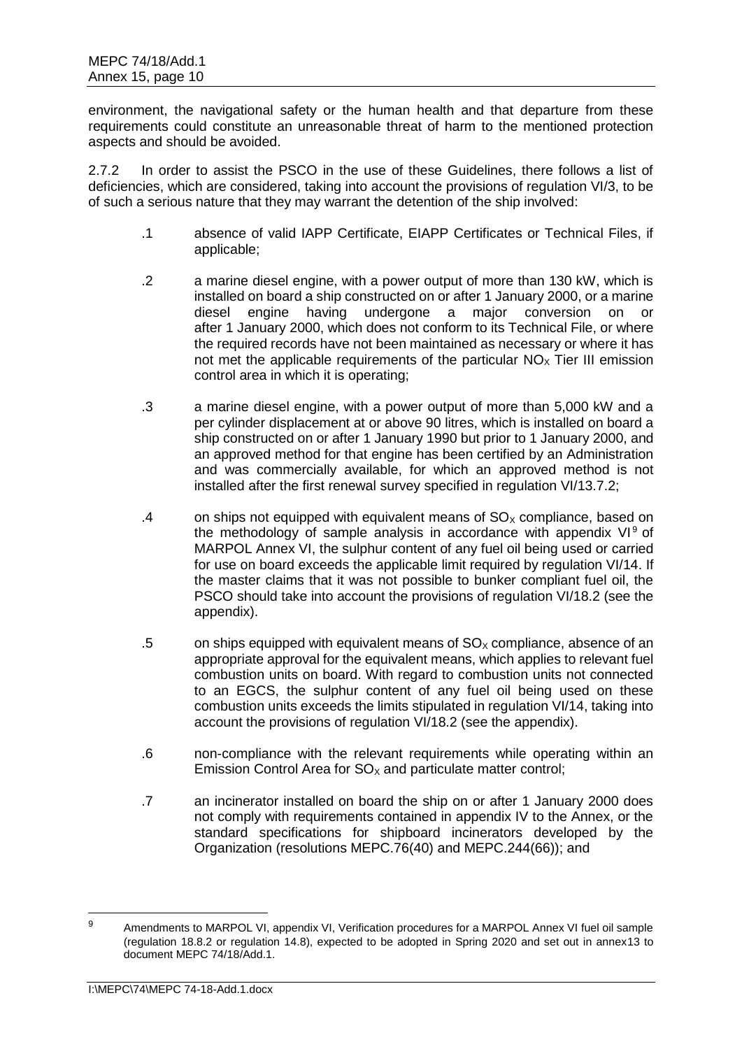environment, the navigational safety or the human health and that departure from these requirements could constitute an unreasonable threat of harm to the mentioned protection aspects and should be avoided.

2.7.2 In order to assist the PSCO in the use of these Guidelines, there follows a list of deficiencies, which are considered, taking into account the provisions of regulation VI/3, to be of such a serious nature that they may warrant the detention of the ship involved:

.1 absence of valid IAPP Certificate, EIAPP Certificates or Technical Files, if applicable;

.2 a marine diesel engine, with a power output of more than 130 kW, which is installed on board a ship constructed on or after 1 January 2000, or a marine diesel engine having undergone a major conversion on or after 1 January 2000, which does not conform to its Technical File, or where the required records have not been maintained as necessary or where it has not met the applicable requirements of the particular $NO_X$ Tier III emission control area in which it is operating;

.3 a marine diesel engine, with a power output of more than 5,000 kW and a per cylinder displacement at or above 90 litres, which is installed on board a ship constructed on or after 1 January 1990 but prior to 1 January 2000, and an approved method for that engine has been certified by an Administration and was commercially available, for which an approved method is not installed after the first renewal survey specified in regulation VI/13.7.2;

.4 on ships not equipped with equivalent means of $SO_X$ compliance, based on the methodology of sample analysis in accordance with appendix VI[9] of MARPOL Annex VI, the sulphur content of any fuel oil being used or carried for use on board exceeds the applicable limit required by regulation VI/14. If the master claims that it was not possible to bunker compliant fuel oil, the PSCO should take into account the provisions of regulation VI/18.2 (see the appendix).

.5 on ships equipped with equivalent means of $SO_X$ compliance, absence of an appropriate approval for the equivalent means, which applies to relevant fuel combustion units on board. With regard to combustion units not connected to an EGCS, the sulphur content of any fuel oil being used on these combustion units exceeds the limits stipulated in regulation VI/14, taking into account the provisions of regulation VI/18.2 (see the appendix).

.6 non-compliance with the relevant requirements while operating within an Emission Control Area for $SO_X$ and particulate matter control;

.7 an incinerator installed on board the ship on or after 1 January 2000 does not comply with requirements contained in appendix IV to the Annex, or the standard specifications for shipboard incinerators developed by the Organization (resolutions MEPC.76(40) and MEPC.244(66)); and

---

[9] Amendments to MARPOL VI, appendix VI, Verification procedures for a MARPOL Annex VI fuel oil sample (regulation 18.8.2 or regulation 14.8), expected to be adopted in Spring 2020 and set out in annex13 to document MEPC 74/18/Add.1.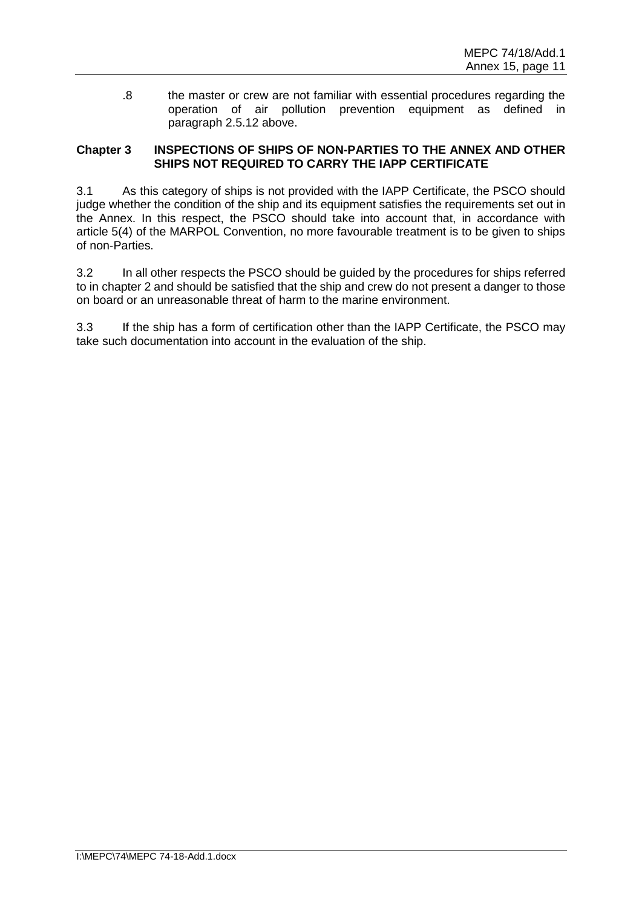.8 the master or crew are not familiar with essential procedures regarding the operation of air pollution prevention equipment as defined in paragraph 2.5.12 above.

## Chapter 3 INSPECTIONS OF SHIPS OF NON-PARTIES TO THE ANNEX AND OTHER SHIPS NOT REQUIRED TO CARRY THE IAPP CERTIFICATE

3.1 As this category of ships is not provided with the IAPP Certificate, the PSCO should judge whether the condition of the ship and its equipment satisfies the requirements set out in the Annex. In this respect, the PSCO should take into account that, in accordance with article 5(4) of the MARPOL Convention, no more favourable treatment is to be given to ships of non-Parties.

3.2 In all other respects the PSCO should be guided by the procedures for ships referred to in chapter 2 and should be satisfied that the ship and crew do not present a danger to those on board or an unreasonable threat of harm to the marine environment.

3.3 If the ship has a form of certification other than the IAPP Certificate, the PSCO may take such documentation into account in the evaluation of the ship.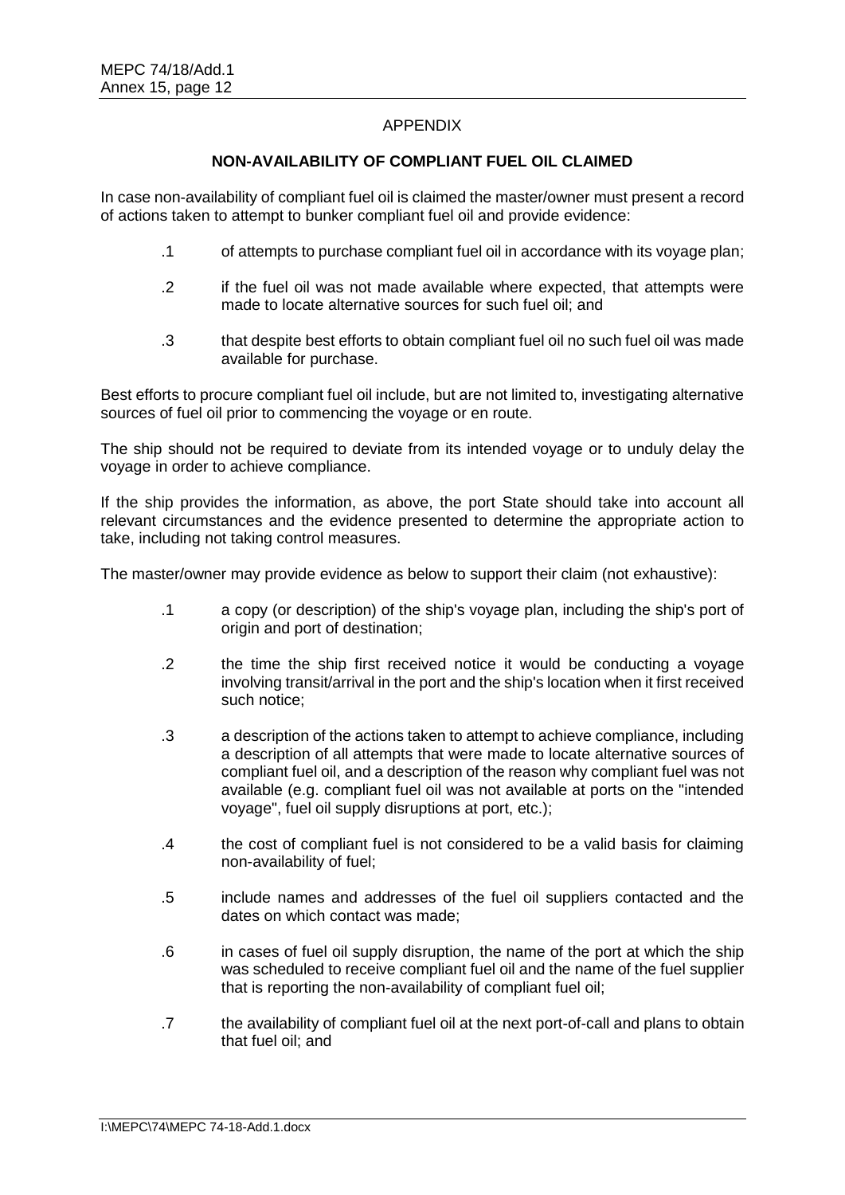## APPENDIX

### NON-AVAILABILITY OF COMPLIANT FUEL OIL CLAIMED

In case non-availability of compliant fuel oil is claimed the master/owner must present a record of actions taken to attempt to bunker compliant fuel oil and provide evidence:

.1 of attempts to purchase compliant fuel oil in accordance with its voyage plan;

.2 if the fuel oil was not made available where expected, that attempts were made to locate alternative sources for such fuel oil; and

.3 that despite best efforts to obtain compliant fuel oil no such fuel oil was made available for purchase.

Best efforts to procure compliant fuel oil include, but are not limited to, investigating alternative sources of fuel oil prior to commencing the voyage or en route.

The ship should not be required to deviate from its intended voyage or to unduly delay the voyage in order to achieve compliance.

If the ship provides the information, as above, the port State should take into account all relevant circumstances and the evidence presented to determine the appropriate action to take, including not taking control measures.

The master/owner may provide evidence as below to support their claim (not exhaustive):

.1 a copy (or description) of the ship's voyage plan, including the ship's port of origin and port of destination;

.2 the time the ship first received notice it would be conducting a voyage involving transit/arrival in the port and the ship's location when it first received such notice;

.3 a description of the actions taken to attempt to achieve compliance, including a description of all attempts that were made to locate alternative sources of compliant fuel oil, and a description of the reason why compliant fuel was not available (e.g. compliant fuel oil was not available at ports on the "intended voyage", fuel oil supply disruptions at port, etc.);

.4 the cost of compliant fuel is not considered to be a valid basis for claiming non-availability of fuel;

.5 include names and addresses of the fuel oil suppliers contacted and the dates on which contact was made;

.6 in cases of fuel oil supply disruption, the name of the port at which the ship was scheduled to receive compliant fuel oil and the name of the fuel supplier that is reporting the non-availability of compliant fuel oil;

.7 the availability of compliant fuel oil at the next port-of-call and plans to obtain that fuel oil; and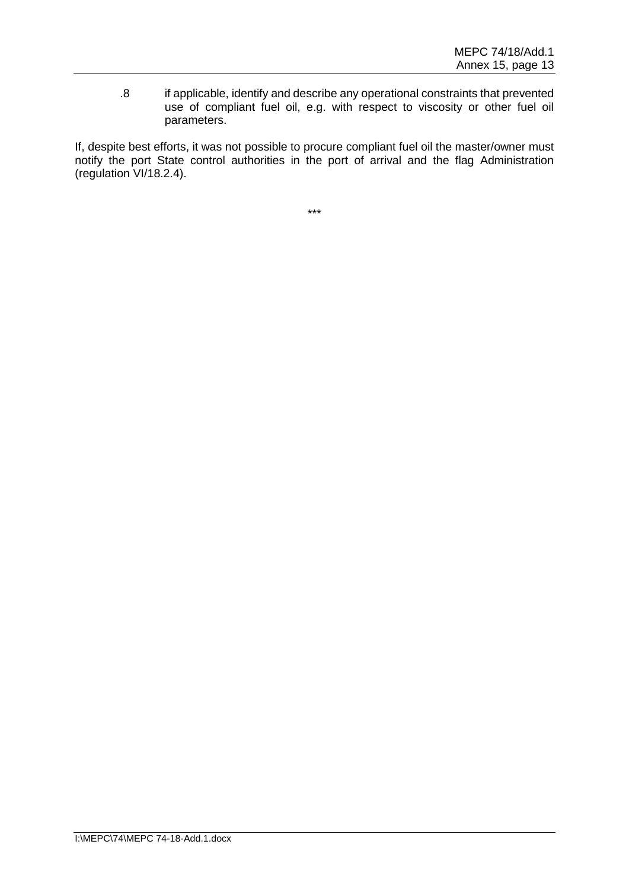.8 if applicable, identify and describe any operational constraints that prevented use of compliant fuel oil, e.g. with respect to viscosity or other fuel oil parameters.

If, despite best efforts, it was not possible to procure compliant fuel oil the master/owner must notify the port State control authorities in the port of arrival and the flag Administration (regulation VI/18.2.4).

***